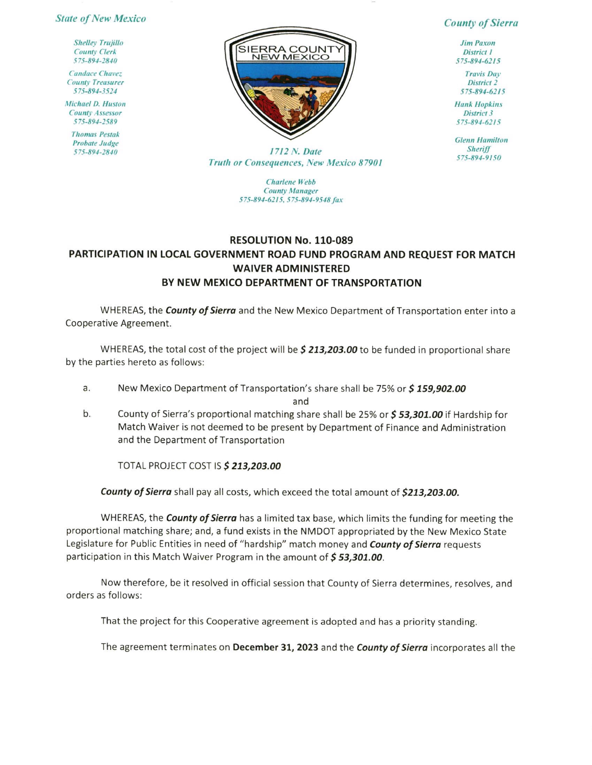*State of New Mexico*

*Shelley Trujillo*
*County Clerk*
*575-894-2840*

*Candace Chavez*
*County Treasurer*
*575-894-3524*

*Michael D. Huston*
*County Assessor*
*575-894-2589*

*Thomas Pestak*
*Probate Judge*
*575-894-2840*

SIERRA COUNTY
NEW MEXICO

*1712 N. Date*
*Truth or Consequences, New Mexico 87901*

*Charlene Webb*
*County Manager*
*575-894-6215, 575-894-9548 fax*

*County of Sierra*

*Jim Paxon*
*District 1*
*575-894-6215*

*Travis Day*
*District 2*
*575-894-6215*

*Hank Hopkins*
*District 3*
*575-894-6215*

*Glenn Hamilton*
*Sheriff*
*575-894-9150*

## RESOLUTION No. 110-089
## PARTICIPATION IN LOCAL GOVERNMENT ROAD FUND PROGRAM AND REQUEST FOR MATCH WAIVER ADMINISTERED BY NEW MEXICO DEPARTMENT OF TRANSPORTATION

WHEREAS, the ***County of Sierra*** and the New Mexico Department of Transportation enter into a Cooperative Agreement.

WHEREAS, the total cost of the project will be ***$ 213,203.00*** to be funded in proportional share by the parties hereto as follows:

a. New Mexico Department of Transportation's share shall be 75% or ***$ 159,902.00***

and

b. County of Sierra's proportional matching share shall be 25% or ***$ 53,301.00*** if Hardship for Match Waiver is not deemed to be present by Department of Finance and Administration and the Department of Transportation

TOTAL PROJECT COST IS ***$ 213,203.00***

***County of Sierra*** shall pay all costs, which exceed the total amount of ***$213,203.00.***

WHEREAS, the ***County of Sierra*** has a limited tax base, which limits the funding for meeting the proportional matching share; and, a fund exists in the NMDOT appropriated by the New Mexico State Legislature for Public Entities in need of "hardship" match money and ***County of Sierra*** requests participation in this Match Waiver Program in the amount of ***$ 53,301.00***.

Now therefore, be it resolved in official session that County of Sierra determines, resolves, and orders as follows:

That the project for this Cooperative agreement is adopted and has a priority standing.

The agreement terminates on **December 31, 2023** and the ***County of Sierra*** incorporates all the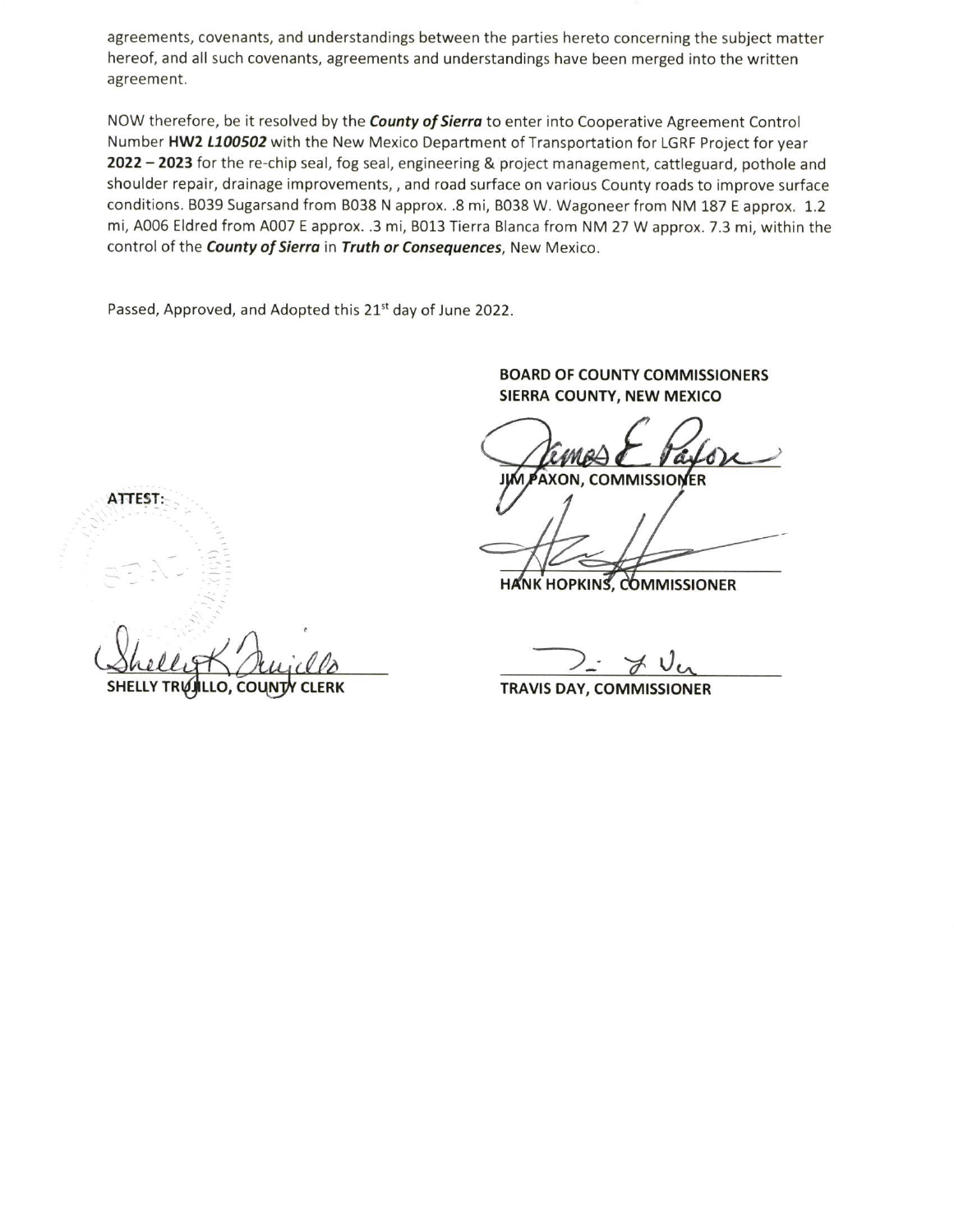agreements, covenants, and understandings between the parties hereto concerning the subject matter hereof, and all such covenants, agreements and understandings have been merged into the written agreement.

NOW therefore, be it resolved by the ***County of Sierra*** to enter into Cooperative Agreement Control Number **HW2 *L100502*** with the New Mexico Department of Transportation for LGRF Project for year **2022 – 2023** for the re-chip seal, fog seal, engineering & project management, cattleguard, pothole and shoulder repair, drainage improvements, , and road surface on various County roads to improve surface conditions. B039 Sugarsand from B038 N approx. .8 mi, B038 W. Wagoneer from NM 187 E approx. 1.2 mi, A006 Eldred from A007 E approx. .3 mi, B013 Tierra Blanca from NM 27 W approx. 7.3 mi, within the control of the ***County of Sierra*** in ***Truth or Consequences***, New Mexico.

Passed, Approved, and Adopted this 21st day of June 2022.

**BOARD OF COUNTY COMMISSIONERS**
**SIERRA COUNTY, NEW MEXICO**

**JIM PAXON, COMMISSIONER**

**HANK HOPKINS, COMMISSIONER**

**TRAVIS DAY, COMMISSIONER**

**ATTEST:**

**SHELLY TRUJILLO, COUNTY CLERK**